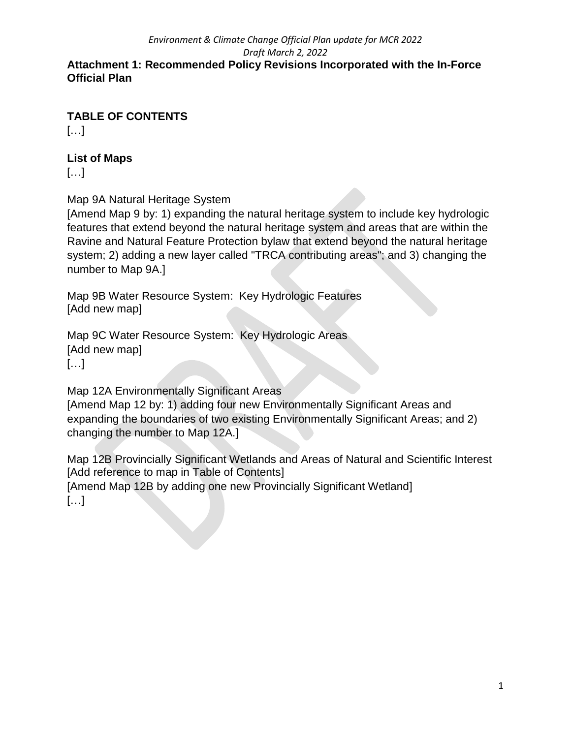**Attachment 1: Recommended Policy Revisions Incorporated with the In-Force Official Plan**

## TABLE OF CONTENTS

[…]

### List of Maps

[…]

Map 9A Natural Heritage System
[Amend Map 9 by: 1) expanding the natural heritage system to include key hydrologic features that extend beyond the natural heritage system and areas that are within the Ravine and Natural Feature Protection bylaw that extend beyond the natural heritage system; 2) adding a new layer called "TRCA contributing areas"; and 3) changing the number to Map 9A.]

Map 9B Water Resource System: Key Hydrologic Features
[Add new map]

Map 9C Water Resource System: Key Hydrologic Areas
[Add new map]
[…]

Map 12A Environmentally Significant Areas
[Amend Map 12 by: 1) adding four new Environmentally Significant Areas and expanding the boundaries of two existing Environmentally Significant Areas; and 2) changing the number to Map 12A.]

Map 12B Provincially Significant Wetlands and Areas of Natural and Scientific Interest
[Add reference to map in Table of Contents]
[Amend Map 12B by adding one new Provincially Significant Wetland]
[…]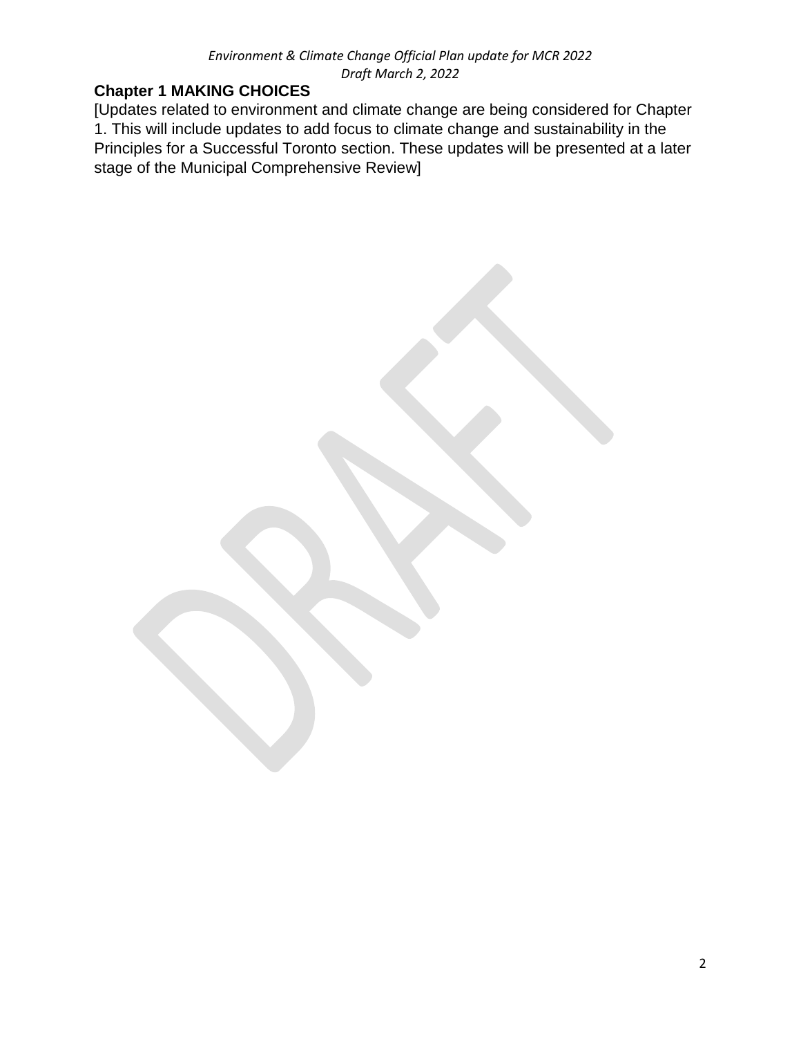## Chapter 1 MAKING CHOICES

[Updates related to environment and climate change are being considered for Chapter 1. This will include updates to add focus to climate change and sustainability in the Principles for a Successful Toronto section. These updates will be presented at a later stage of the Municipal Comprehensive Review]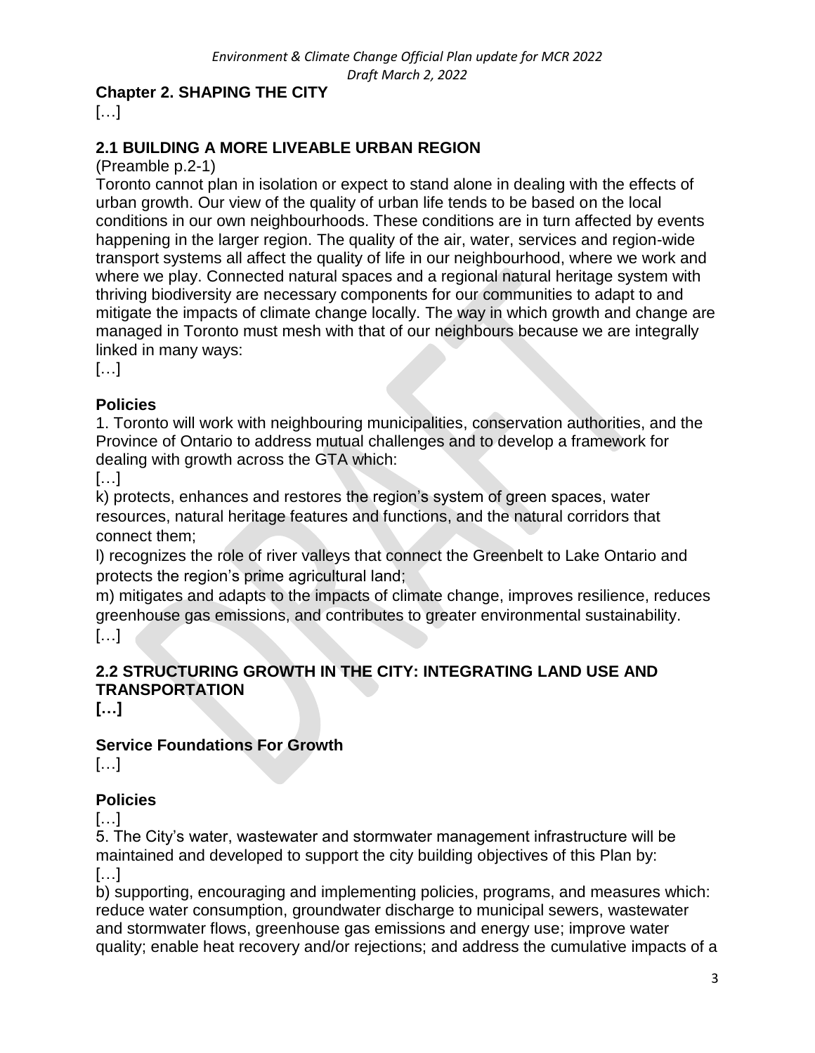## Chapter 2. SHAPING THE CITY

[…]

### 2.1 BUILDING A MORE LIVEABLE URBAN REGION

(Preamble p.2-1)

Toronto cannot plan in isolation or expect to stand alone in dealing with the effects of urban growth. Our view of the quality of urban life tends to be based on the local conditions in our own neighbourhoods. These conditions are in turn affected by events happening in the larger region. The quality of the air, water, services and region-wide transport systems all affect the quality of life in our neighbourhood, where we work and where we play. Connected natural spaces and a regional natural heritage system with thriving biodiversity are necessary components for our communities to adapt to and mitigate the impacts of climate change locally. The way in which growth and change are managed in Toronto must mesh with that of our neighbours because we are integrally linked in many ways:

[…]

#### Policies

1. Toronto will work with neighbouring municipalities, conservation authorities, and the Province of Ontario to address mutual challenges and to develop a framework for dealing with growth across the GTA which:

[…]

k) protects, enhances and restores the region's system of green spaces, water resources, natural heritage features and functions, and the natural corridors that connect them;

l) recognizes the role of river valleys that connect the Greenbelt to Lake Ontario and protects the region's prime agricultural land;

m) mitigates and adapts to the impacts of climate change, improves resilience, reduces greenhouse gas emissions, and contributes to greater environmental sustainability.

[…]

### 2.2 STRUCTURING GROWTH IN THE CITY: INTEGRATING LAND USE AND TRANSPORTATION

**[…]**

#### Service Foundations For Growth

[…]

#### Policies

[…]

5. The City's water, wastewater and stormwater management infrastructure will be maintained and developed to support the city building objectives of this Plan by:

[…]

b) supporting, encouraging and implementing policies, programs, and measures which: reduce water consumption, groundwater discharge to municipal sewers, wastewater and stormwater flows, greenhouse gas emissions and energy use; improve water quality; enable heat recovery and/or rejections; and address the cumulative impacts of a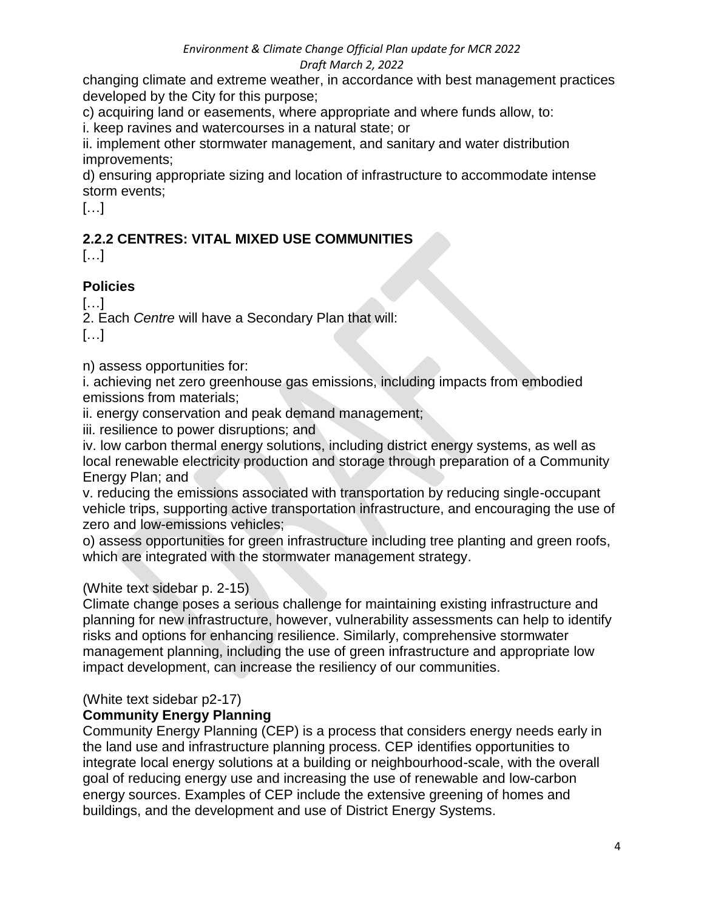changing climate and extreme weather, in accordance with best management practices developed by the City for this purpose;

c) acquiring land or easements, where appropriate and where funds allow, to:

i. keep ravines and watercourses in a natural state; or

ii. implement other stormwater management, and sanitary and water distribution improvements;

d) ensuring appropriate sizing and location of infrastructure to accommodate intense storm events;

[…]

## 2.2.2 CENTRES: VITAL MIXED USE COMMUNITIES

[…]

### Policies

[…]

2. Each *Centre* will have a Secondary Plan that will:

[…]

n) assess opportunities for:

i. achieving net zero greenhouse gas emissions, including impacts from embodied emissions from materials;

ii. energy conservation and peak demand management;

iii. resilience to power disruptions; and

iv. low carbon thermal energy solutions, including district energy systems, as well as local renewable electricity production and storage through preparation of a Community Energy Plan; and

v. reducing the emissions associated with transportation by reducing single-occupant vehicle trips, supporting active transportation infrastructure, and encouraging the use of zero and low-emissions vehicles;

o) assess opportunities for green infrastructure including tree planting and green roofs, which are integrated with the stormwater management strategy.

(White text sidebar p. 2-15)

Climate change poses a serious challenge for maintaining existing infrastructure and planning for new infrastructure, however, vulnerability assessments can help to identify risks and options for enhancing resilience. Similarly, comprehensive stormwater management planning, including the use of green infrastructure and appropriate low impact development, can increase the resiliency of our communities.

(White text sidebar p2-17)

**Community Energy Planning**

Community Energy Planning (CEP) is a process that considers energy needs early in the land use and infrastructure planning process. CEP identifies opportunities to integrate local energy solutions at a building or neighbourhood-scale, with the overall goal of reducing energy use and increasing the use of renewable and low-carbon energy sources. Examples of CEP include the extensive greening of homes and buildings, and the development and use of District Energy Systems.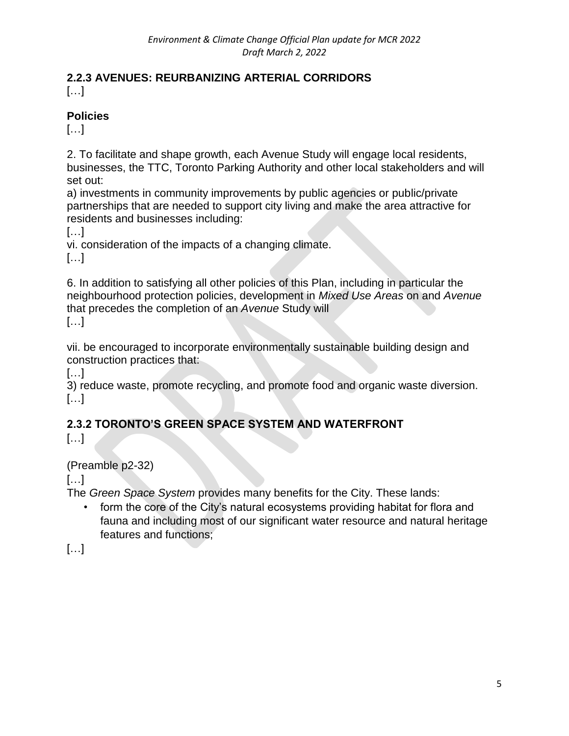## 2.2.3 AVENUES: REURBANIZING ARTERIAL CORRIDORS

[…]

### Policies

[…]

2. To facilitate and shape growth, each Avenue Study will engage local residents, businesses, the TTC, Toronto Parking Authority and other local stakeholders and will set out:

a) investments in community improvements by public agencies or public/private partnerships that are needed to support city living and make the area attractive for residents and businesses including:

[…]

vi. consideration of the impacts of a changing climate.

[…]

6. In addition to satisfying all other policies of this Plan, including in particular the neighbourhood protection policies, development in *Mixed Use Areas* on and *Avenue* that precedes the completion of an *Avenue* Study will

[…]

vii. be encouraged to incorporate environmentally sustainable building design and construction practices that:

[…]

3) reduce waste, promote recycling, and promote food and organic waste diversion.

[…]

## 2.3.2 TORONTO'S GREEN SPACE SYSTEM AND WATERFRONT

[…]

(Preamble p2-32)

[…]

The *Green Space System* provides many benefits for the City. These lands:

- form the core of the City's natural ecosystems providing habitat for flora and fauna and including most of our significant water resource and natural heritage features and functions;

[…]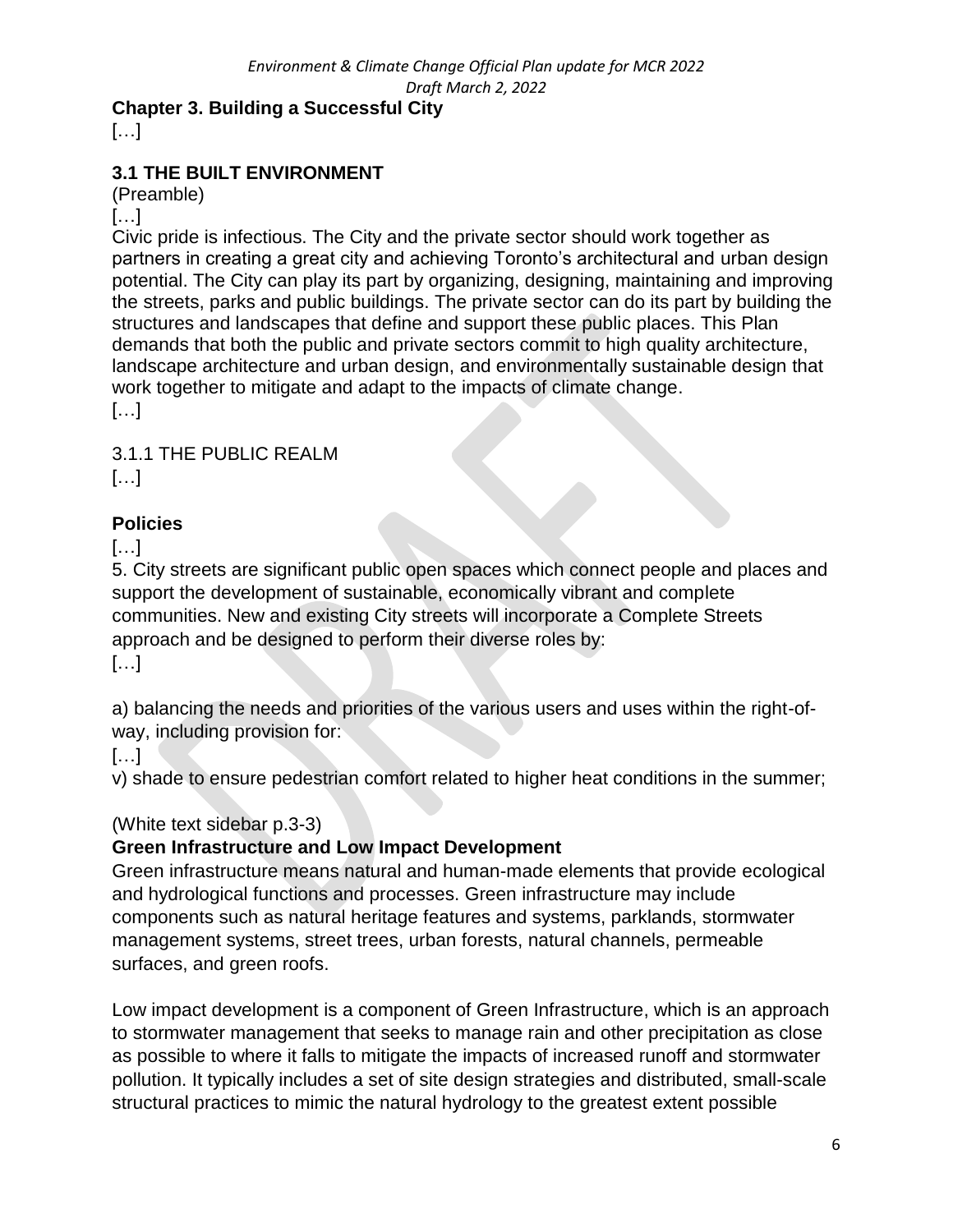## Chapter 3. Building a Successful City

[…]

### 3.1 THE BUILT ENVIRONMENT

(Preamble)

[…]

Civic pride is infectious. The City and the private sector should work together as partners in creating a great city and achieving Toronto's architectural and urban design potential. The City can play its part by organizing, designing, maintaining and improving the streets, parks and public buildings. The private sector can do its part by building the structures and landscapes that define and support these public places. This Plan demands that both the public and private sectors commit to high quality architecture, landscape architecture and urban design, and environmentally sustainable design that work together to mitigate and adapt to the impacts of climate change.

[…]

3.1.1 THE PUBLIC REALM

[…]

### Policies

[…]

5. City streets are significant public open spaces which connect people and places and support the development of sustainable, economically vibrant and complete communities. New and existing City streets will incorporate a Complete Streets approach and be designed to perform their diverse roles by:

[…]

a) balancing the needs and priorities of the various users and uses within the right-of-way, including provision for:

[…]

v) shade to ensure pedestrian comfort related to higher heat conditions in the summer;

(White text sidebar p.3-3)

**Green Infrastructure and Low Impact Development**

Green infrastructure means natural and human-made elements that provide ecological and hydrological functions and processes. Green infrastructure may include components such as natural heritage features and systems, parklands, stormwater management systems, street trees, urban forests, natural channels, permeable surfaces, and green roofs.

Low impact development is a component of Green Infrastructure, which is an approach to stormwater management that seeks to manage rain and other precipitation as close as possible to where it falls to mitigate the impacts of increased runoff and stormwater pollution. It typically includes a set of site design strategies and distributed, small-scale structural practices to mimic the natural hydrology to the greatest extent possible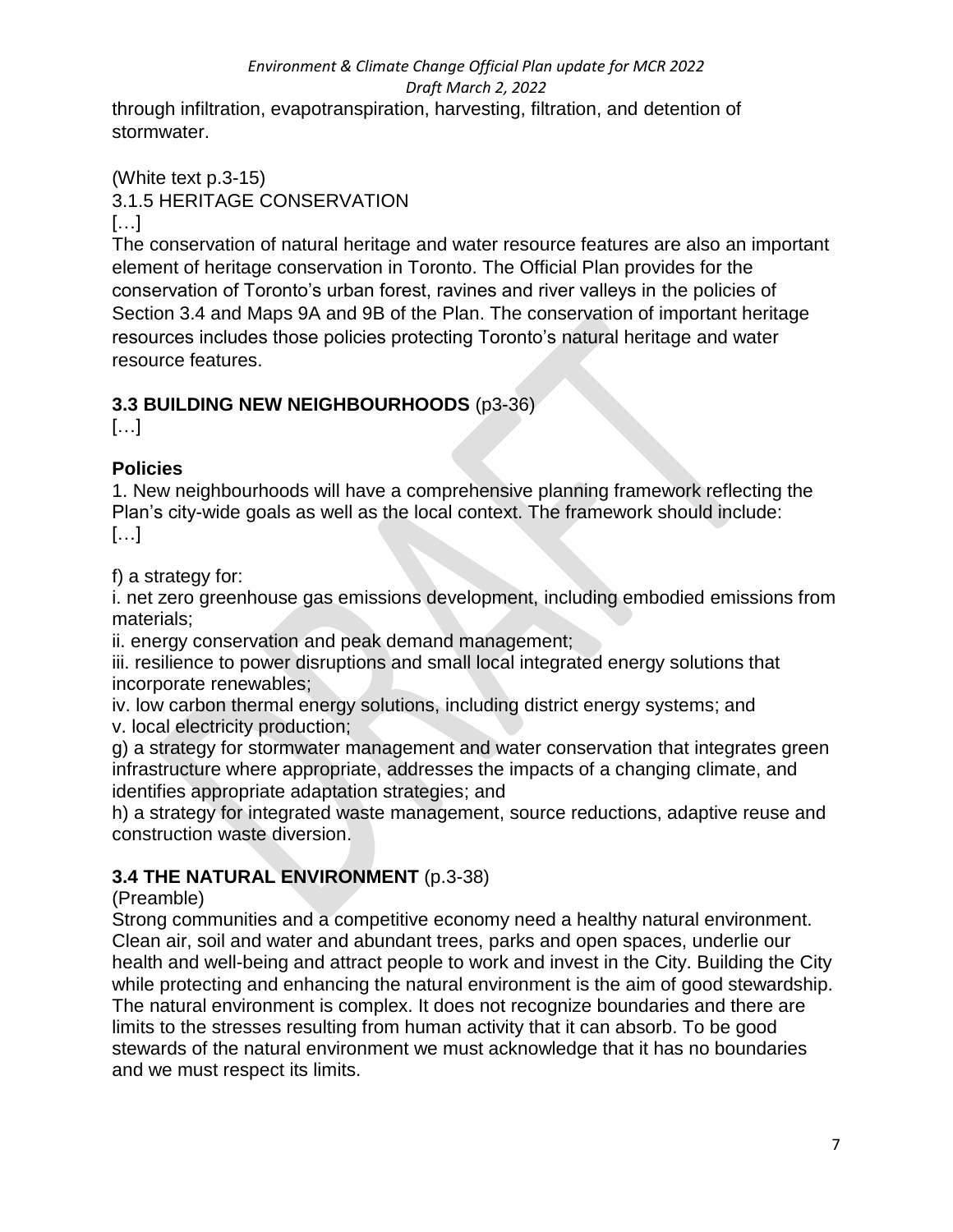through infiltration, evapotranspiration, harvesting, filtration, and detention of stormwater.

(White text p.3-15)

3.1.5 HERITAGE CONSERVATION

[…]

The conservation of natural heritage and water resource features are also an important element of heritage conservation in Toronto. The Official Plan provides for the conservation of Toronto's urban forest, ravines and river valleys in the policies of Section 3.4 and Maps 9A and 9B of the Plan. The conservation of important heritage resources includes those policies protecting Toronto's natural heritage and water resource features.

**3.3 BUILDING NEW NEIGHBOURHOODS** (p3-36)

[…]

**Policies**

1. New neighbourhoods will have a comprehensive planning framework reflecting the Plan's city-wide goals as well as the local context. The framework should include:

[…]

f) a strategy for:

i. net zero greenhouse gas emissions development, including embodied emissions from materials;

ii. energy conservation and peak demand management;

iii. resilience to power disruptions and small local integrated energy solutions that incorporate renewables;

iv. low carbon thermal energy solutions, including district energy systems; and

v. local electricity production;

g) a strategy for stormwater management and water conservation that integrates green infrastructure where appropriate, addresses the impacts of a changing climate, and identifies appropriate adaptation strategies; and

h) a strategy for integrated waste management, source reductions, adaptive reuse and construction waste diversion.

**3.4 THE NATURAL ENVIRONMENT** (p.3-38)

(Preamble)

Strong communities and a competitive economy need a healthy natural environment. Clean air, soil and water and abundant trees, parks and open spaces, underlie our health and well-being and attract people to work and invest in the City. Building the City while protecting and enhancing the natural environment is the aim of good stewardship. The natural environment is complex. It does not recognize boundaries and there are limits to the stresses resulting from human activity that it can absorb. To be good stewards of the natural environment we must acknowledge that it has no boundaries and we must respect its limits.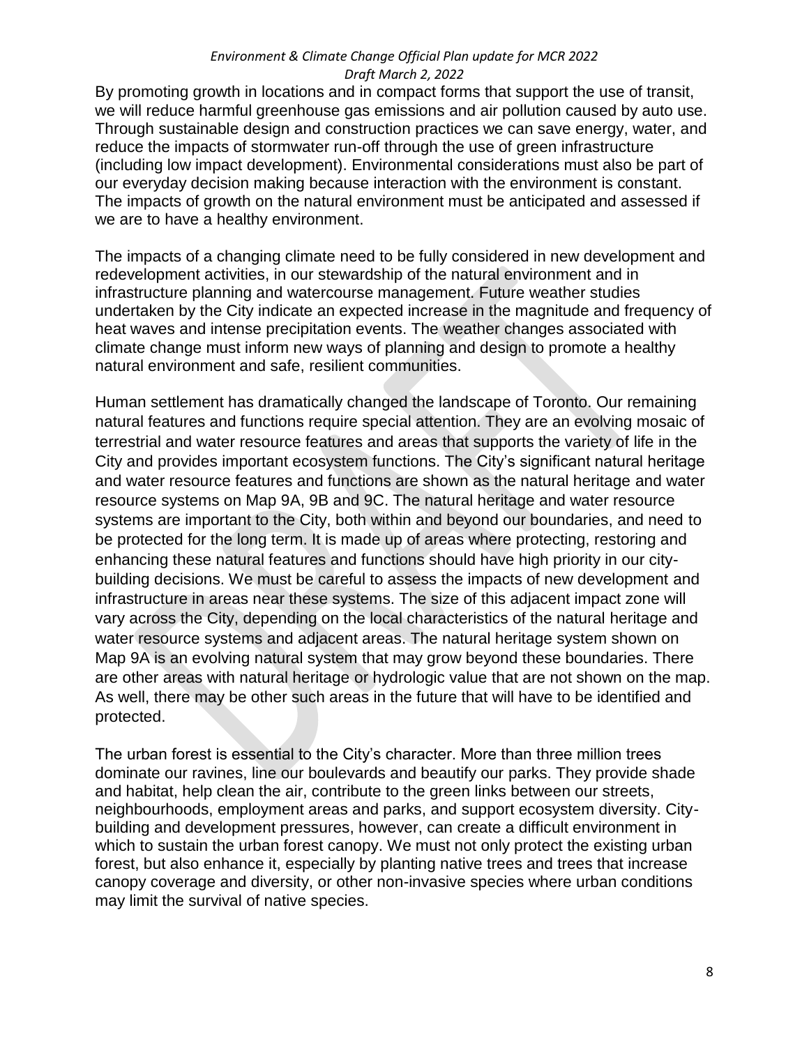By promoting growth in locations and in compact forms that support the use of transit, we will reduce harmful greenhouse gas emissions and air pollution caused by auto use. Through sustainable design and construction practices we can save energy, water, and reduce the impacts of stormwater run-off through the use of green infrastructure (including low impact development). Environmental considerations must also be part of our everyday decision making because interaction with the environment is constant. The impacts of growth on the natural environment must be anticipated and assessed if we are to have a healthy environment.

The impacts of a changing climate need to be fully considered in new development and redevelopment activities, in our stewardship of the natural environment and in infrastructure planning and watercourse management. Future weather studies undertaken by the City indicate an expected increase in the magnitude and frequency of heat waves and intense precipitation events. The weather changes associated with climate change must inform new ways of planning and design to promote a healthy natural environment and safe, resilient communities.

Human settlement has dramatically changed the landscape of Toronto. Our remaining natural features and functions require special attention. They are an evolving mosaic of terrestrial and water resource features and areas that supports the variety of life in the City and provides important ecosystem functions. The City's significant natural heritage and water resource features and functions are shown as the natural heritage and water resource systems on Map 9A, 9B and 9C. The natural heritage and water resource systems are important to the City, both within and beyond our boundaries, and need to be protected for the long term. It is made up of areas where protecting, restoring and enhancing these natural features and functions should have high priority in our city-building decisions. We must be careful to assess the impacts of new development and infrastructure in areas near these systems. The size of this adjacent impact zone will vary across the City, depending on the local characteristics of the natural heritage and water resource systems and adjacent areas. The natural heritage system shown on Map 9A is an evolving natural system that may grow beyond these boundaries. There are other areas with natural heritage or hydrologic value that are not shown on the map. As well, there may be other such areas in the future that will have to be identified and protected.

The urban forest is essential to the City's character. More than three million trees dominate our ravines, line our boulevards and beautify our parks. They provide shade and habitat, help clean the air, contribute to the green links between our streets, neighbourhoods, employment areas and parks, and support ecosystem diversity. City-building and development pressures, however, can create a difficult environment in which to sustain the urban forest canopy. We must not only protect the existing urban forest, but also enhance it, especially by planting native trees and trees that increase canopy coverage and diversity, or other non-invasive species where urban conditions may limit the survival of native species.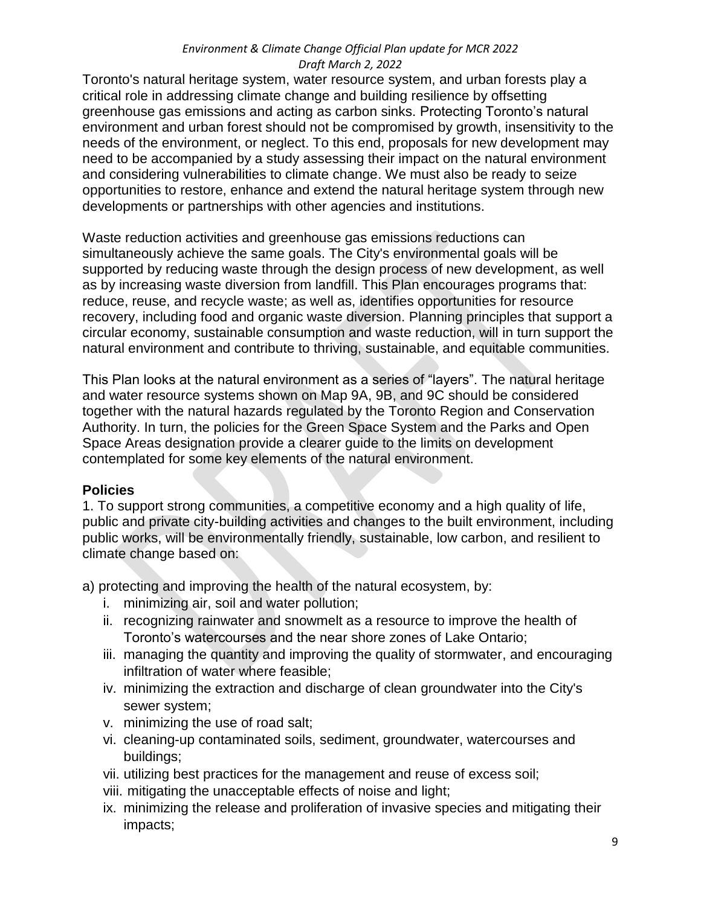Toronto's natural heritage system, water resource system, and urban forests play a critical role in addressing climate change and building resilience by offsetting greenhouse gas emissions and acting as carbon sinks. Protecting Toronto's natural environment and urban forest should not be compromised by growth, insensitivity to the needs of the environment, or neglect. To this end, proposals for new development may need to be accompanied by a study assessing their impact on the natural environment and considering vulnerabilities to climate change. We must also be ready to seize opportunities to restore, enhance and extend the natural heritage system through new developments or partnerships with other agencies and institutions.

Waste reduction activities and greenhouse gas emissions reductions can simultaneously achieve the same goals. The City's environmental goals will be supported by reducing waste through the design process of new development, as well as by increasing waste diversion from landfill. This Plan encourages programs that: reduce, reuse, and recycle waste; as well as, identifies opportunities for resource recovery, including food and organic waste diversion. Planning principles that support a circular economy, sustainable consumption and waste reduction, will in turn support the natural environment and contribute to thriving, sustainable, and equitable communities.

This Plan looks at the natural environment as a series of "layers". The natural heritage and water resource systems shown on Map 9A, 9B, and 9C should be considered together with the natural hazards regulated by the Toronto Region and Conservation Authority. In turn, the policies for the Green Space System and the Parks and Open Space Areas designation provide a clearer guide to the limits on development contemplated for some key elements of the natural environment.

**Policies**

1. To support strong communities, a competitive economy and a high quality of life, public and private city-building activities and changes to the built environment, including public works, will be environmentally friendly, sustainable, low carbon, and resilient to climate change based on:

a) protecting and improving the health of the natural ecosystem, by:

i. minimizing air, soil and water pollution;
ii. recognizing rainwater and snowmelt as a resource to improve the health of Toronto's watercourses and the near shore zones of Lake Ontario;
iii. managing the quantity and improving the quality of stormwater, and encouraging infiltration of water where feasible;
iv. minimizing the extraction and discharge of clean groundwater into the City's sewer system;
v. minimizing the use of road salt;
vi. cleaning-up contaminated soils, sediment, groundwater, watercourses and buildings;
vii. utilizing best practices for the management and reuse of excess soil;
viii. mitigating the unacceptable effects of noise and light;
ix. minimizing the release and proliferation of invasive species and mitigating their impacts;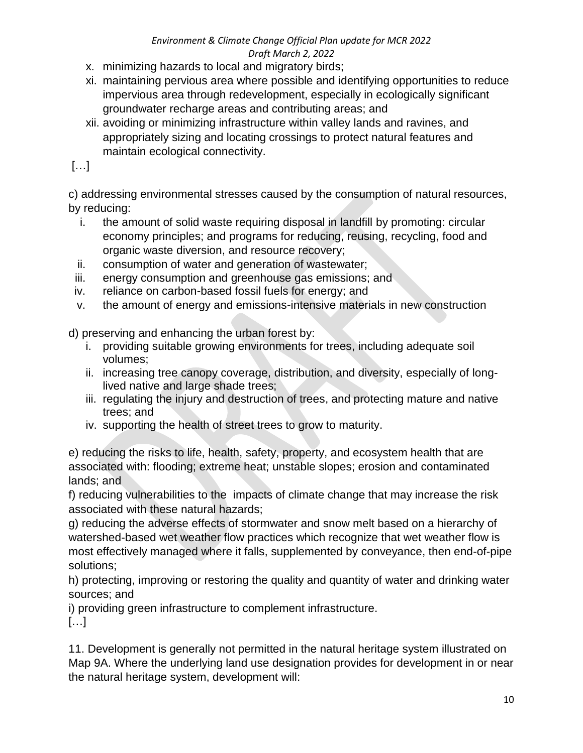x. minimizing hazards to local and migratory birds;

xi. maintaining pervious area where possible and identifying opportunities to reduce impervious area through redevelopment, especially in ecologically significant groundwater recharge areas and contributing areas; and

xii. avoiding or minimizing infrastructure within valley lands and ravines, and appropriately sizing and locating crossings to protect natural features and maintain ecological connectivity.

[…]

c) addressing environmental stresses caused by the consumption of natural resources, by reducing:

i. the amount of solid waste requiring disposal in landfill by promoting: circular economy principles; and programs for reducing, reusing, recycling, food and organic waste diversion, and resource recovery;

ii. consumption of water and generation of wastewater;

iii. energy consumption and greenhouse gas emissions; and

iv. reliance on carbon-based fossil fuels for energy; and

v. the amount of energy and emissions-intensive materials in new construction

d) preserving and enhancing the urban forest by:

i. providing suitable growing environments for trees, including adequate soil volumes;

ii. increasing tree canopy coverage, distribution, and diversity, especially of long-lived native and large shade trees;

iii. regulating the injury and destruction of trees, and protecting mature and native trees; and

iv. supporting the health of street trees to grow to maturity.

e) reducing the risks to life, health, safety, property, and ecosystem health that are associated with: flooding; extreme heat; unstable slopes; erosion and contaminated lands; and

f) reducing vulnerabilities to the impacts of climate change that may increase the risk associated with these natural hazards;

g) reducing the adverse effects of stormwater and snow melt based on a hierarchy of watershed-based wet weather flow practices which recognize that wet weather flow is most effectively managed where it falls, supplemented by conveyance, then end-of-pipe solutions;

h) protecting, improving or restoring the quality and quantity of water and drinking water sources; and

i) providing green infrastructure to complement infrastructure.

[…]

11. Development is generally not permitted in the natural heritage system illustrated on Map 9A. Where the underlying land use designation provides for development in or near the natural heritage system, development will: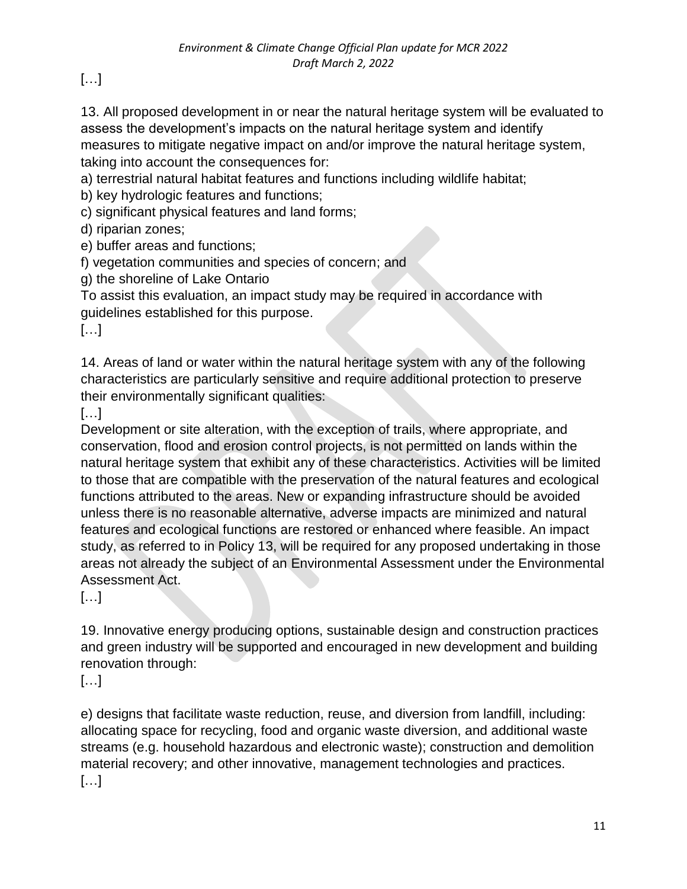[…]

13. All proposed development in or near the natural heritage system will be evaluated to assess the development's impacts on the natural heritage system and identify measures to mitigate negative impact on and/or improve the natural heritage system, taking into account the consequences for:

a) terrestrial natural habitat features and functions including wildlife habitat;  
b) key hydrologic features and functions;  
c) significant physical features and land forms;  
d) riparian zones;  
e) buffer areas and functions;  
f) vegetation communities and species of concern; and  
g) the shoreline of Lake Ontario

To assist this evaluation, an impact study may be required in accordance with guidelines established for this purpose.

[…]

14. Areas of land or water within the natural heritage system with any of the following characteristics are particularly sensitive and require additional protection to preserve their environmentally significant qualities:

[…]

Development or site alteration, with the exception of trails, where appropriate, and conservation, flood and erosion control projects, is not permitted on lands within the natural heritage system that exhibit any of these characteristics. Activities will be limited to those that are compatible with the preservation of the natural features and ecological functions attributed to the areas. New or expanding infrastructure should be avoided unless there is no reasonable alternative, adverse impacts are minimized and natural features and ecological functions are restored or enhanced where feasible. An impact study, as referred to in Policy 13, will be required for any proposed undertaking in those areas not already the subject of an Environmental Assessment under the Environmental Assessment Act.

[…]

19. Innovative energy producing options, sustainable design and construction practices and green industry will be supported and encouraged in new development and building renovation through:

[…]

e) designs that facilitate waste reduction, reuse, and diversion from landfill, including: allocating space for recycling, food and organic waste diversion, and additional waste streams (e.g. household hazardous and electronic waste); construction and demolition material recovery; and other innovative, management technologies and practices.

[…]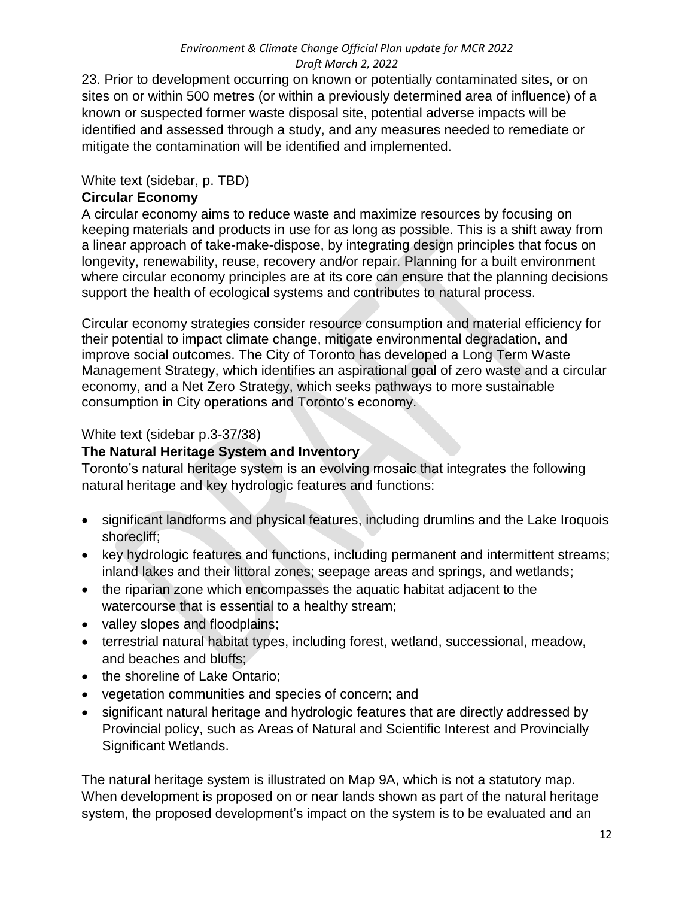23. Prior to development occurring on known or potentially contaminated sites, or on sites on or within 500 metres (or within a previously determined area of influence) of a known or suspected former waste disposal site, potential adverse impacts will be identified and assessed through a study, and any measures needed to remediate or mitigate the contamination will be identified and implemented.

White text (sidebar, p. TBD)

**Circular Economy**

A circular economy aims to reduce waste and maximize resources by focusing on keeping materials and products in use for as long as possible. This is a shift away from a linear approach of take-make-dispose, by integrating design principles that focus on longevity, renewability, reuse, recovery and/or repair. Planning for a built environment where circular economy principles are at its core can ensure that the planning decisions support the health of ecological systems and contributes to natural process.

Circular economy strategies consider resource consumption and material efficiency for their potential to impact climate change, mitigate environmental degradation, and improve social outcomes. The City of Toronto has developed a Long Term Waste Management Strategy, which identifies an aspirational goal of zero waste and a circular economy, and a Net Zero Strategy, which seeks pathways to more sustainable consumption in City operations and Toronto's economy.

White text (sidebar p.3-37/38)

**The Natural Heritage System and Inventory**

Toronto's natural heritage system is an evolving mosaic that integrates the following natural heritage and key hydrologic features and functions:

- significant landforms and physical features, including drumlins and the Lake Iroquois shorecliff;
- key hydrologic features and functions, including permanent and intermittent streams; inland lakes and their littoral zones; seepage areas and springs, and wetlands;
- the riparian zone which encompasses the aquatic habitat adjacent to the watercourse that is essential to a healthy stream;
- valley slopes and floodplains;
- terrestrial natural habitat types, including forest, wetland, successional, meadow, and beaches and bluffs;
- the shoreline of Lake Ontario;
- vegetation communities and species of concern; and
- significant natural heritage and hydrologic features that are directly addressed by Provincial policy, such as Areas of Natural and Scientific Interest and Provincially Significant Wetlands.

The natural heritage system is illustrated on Map 9A, which is not a statutory map. When development is proposed on or near lands shown as part of the natural heritage system, the proposed development's impact on the system is to be evaluated and an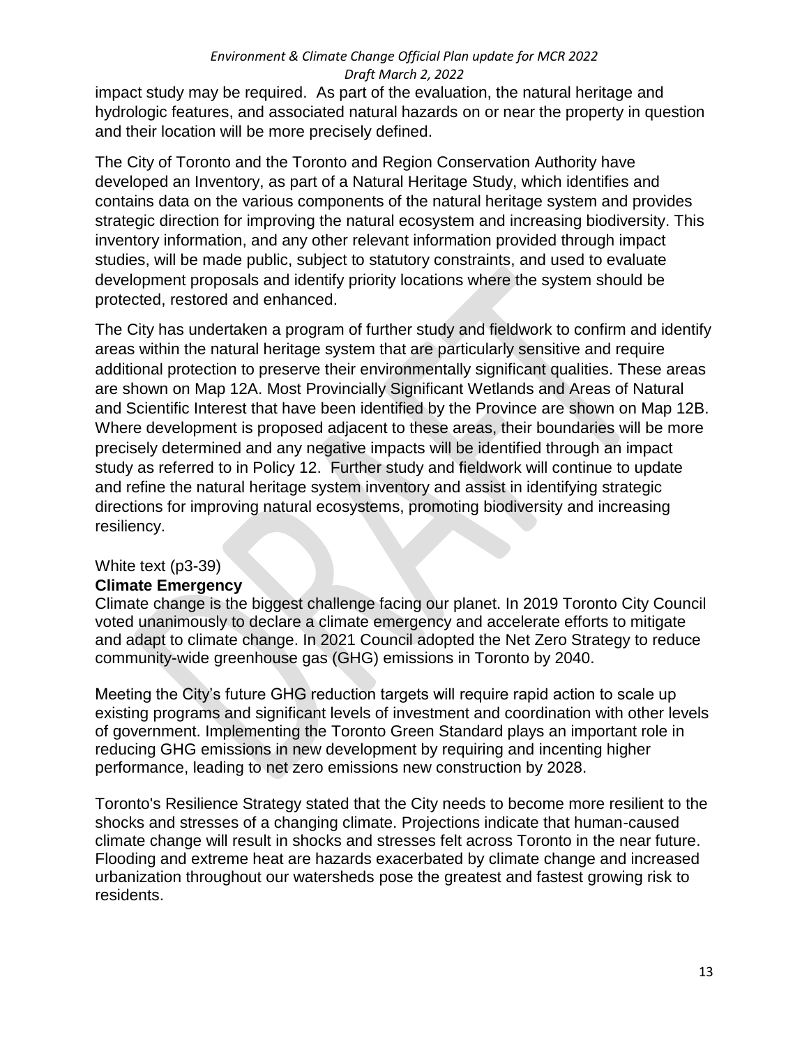impact study may be required. As part of the evaluation, the natural heritage and hydrologic features, and associated natural hazards on or near the property in question and their location will be more precisely defined.

The City of Toronto and the Toronto and Region Conservation Authority have developed an Inventory, as part of a Natural Heritage Study, which identifies and contains data on the various components of the natural heritage system and provides strategic direction for improving the natural ecosystem and increasing biodiversity. This inventory information, and any other relevant information provided through impact studies, will be made public, subject to statutory constraints, and used to evaluate development proposals and identify priority locations where the system should be protected, restored and enhanced.

The City has undertaken a program of further study and fieldwork to confirm and identify areas within the natural heritage system that are particularly sensitive and require additional protection to preserve their environmentally significant qualities. These areas are shown on Map 12A. Most Provincially Significant Wetlands and Areas of Natural and Scientific Interest that have been identified by the Province are shown on Map 12B. Where development is proposed adjacent to these areas, their boundaries will be more precisely determined and any negative impacts will be identified through an impact study as referred to in Policy 12. Further study and fieldwork will continue to update and refine the natural heritage system inventory and assist in identifying strategic directions for improving natural ecosystems, promoting biodiversity and increasing resiliency.

White text (p3-39)

**Climate Emergency**

Climate change is the biggest challenge facing our planet. In 2019 Toronto City Council voted unanimously to declare a climate emergency and accelerate efforts to mitigate and adapt to climate change. In 2021 Council adopted the Net Zero Strategy to reduce community-wide greenhouse gas (GHG) emissions in Toronto by 2040.

Meeting the City's future GHG reduction targets will require rapid action to scale up existing programs and significant levels of investment and coordination with other levels of government. Implementing the Toronto Green Standard plays an important role in reducing GHG emissions in new development by requiring and incenting higher performance, leading to net zero emissions new construction by 2028.

Toronto's Resilience Strategy stated that the City needs to become more resilient to the shocks and stresses of a changing climate. Projections indicate that human-caused climate change will result in shocks and stresses felt across Toronto in the near future. Flooding and extreme heat are hazards exacerbated by climate change and increased urbanization throughout our watersheds pose the greatest and fastest growing risk to residents.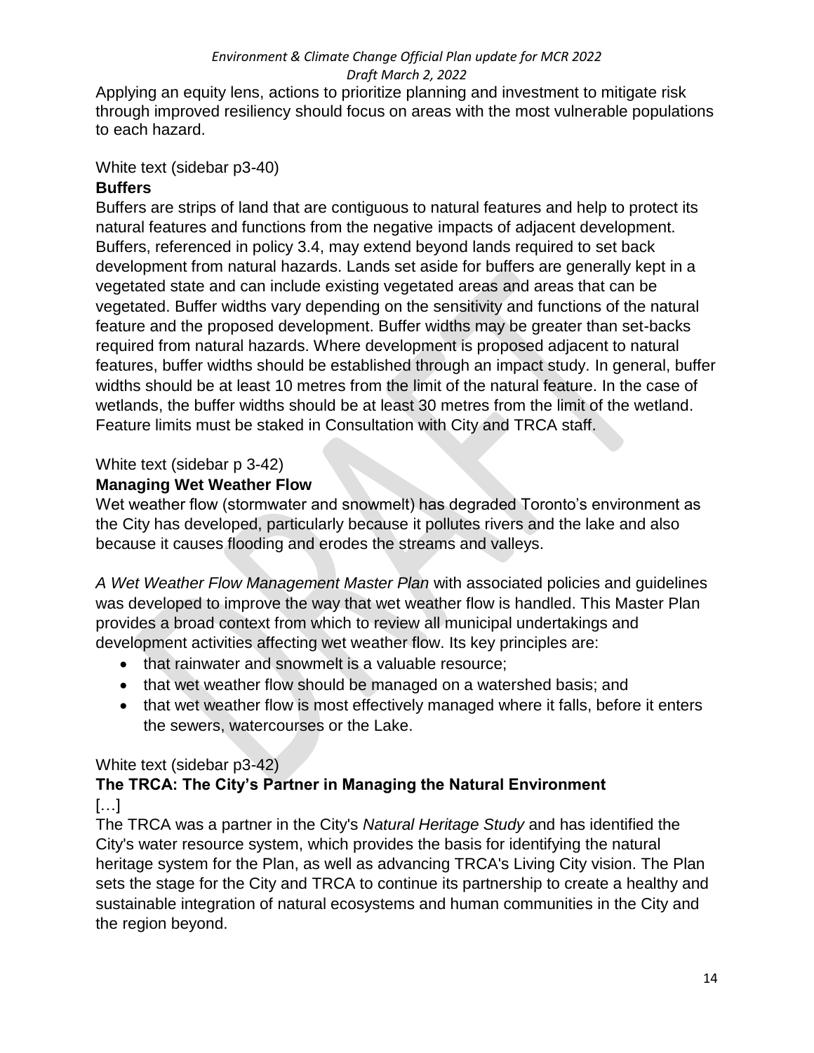Applying an equity lens, actions to prioritize planning and investment to mitigate risk through improved resiliency should focus on areas with the most vulnerable populations to each hazard.

White text (sidebar p3-40)

**Buffers**

Buffers are strips of land that are contiguous to natural features and help to protect its natural features and functions from the negative impacts of adjacent development. Buffers, referenced in policy 3.4, may extend beyond lands required to set back development from natural hazards. Lands set aside for buffers are generally kept in a vegetated state and can include existing vegetated areas and areas that can be vegetated. Buffer widths vary depending on the sensitivity and functions of the natural feature and the proposed development. Buffer widths may be greater than set-backs required from natural hazards. Where development is proposed adjacent to natural features, buffer widths should be established through an impact study. In general, buffer widths should be at least 10 metres from the limit of the natural feature. In the case of wetlands, the buffer widths should be at least 30 metres from the limit of the wetland. Feature limits must be staked in Consultation with City and TRCA staff.

White text (sidebar p 3-42)

**Managing Wet Weather Flow**

Wet weather flow (stormwater and snowmelt) has degraded Toronto's environment as the City has developed, particularly because it pollutes rivers and the lake and also because it causes flooding and erodes the streams and valleys.

*A Wet Weather Flow Management Master Plan* with associated policies and guidelines was developed to improve the way that wet weather flow is handled. This Master Plan provides a broad context from which to review all municipal undertakings and development activities affecting wet weather flow. Its key principles are:

- that rainwater and snowmelt is a valuable resource;
- that wet weather flow should be managed on a watershed basis; and
- that wet weather flow is most effectively managed where it falls, before it enters the sewers, watercourses or the Lake.

White text (sidebar p3-42)

**The TRCA: The City's Partner in Managing the Natural Environment**

[…]

The TRCA was a partner in the City's *Natural Heritage Study* and has identified the City's water resource system, which provides the basis for identifying the natural heritage system for the Plan, as well as advancing TRCA's Living City vision. The Plan sets the stage for the City and TRCA to continue its partnership to create a healthy and sustainable integration of natural ecosystems and human communities in the City and the region beyond.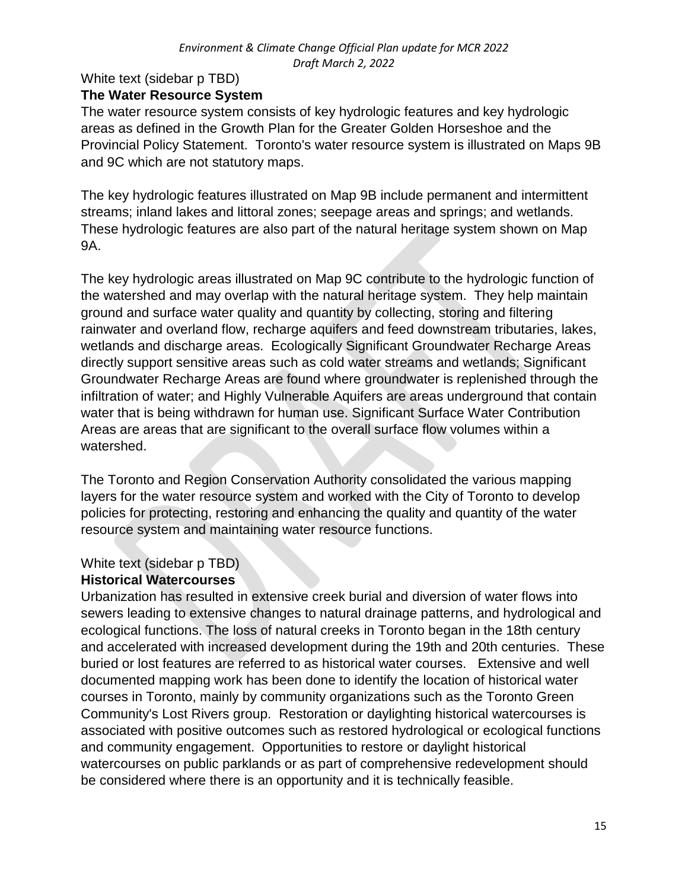White text (sidebar p TBD)

**The Water Resource System**

The water resource system consists of key hydrologic features and key hydrologic areas as defined in the Growth Plan for the Greater Golden Horseshoe and the Provincial Policy Statement. Toronto's water resource system is illustrated on Maps 9B and 9C which are not statutory maps.

The key hydrologic features illustrated on Map 9B include permanent and intermittent streams; inland lakes and littoral zones; seepage areas and springs; and wetlands. These hydrologic features are also part of the natural heritage system shown on Map 9A.

The key hydrologic areas illustrated on Map 9C contribute to the hydrologic function of the watershed and may overlap with the natural heritage system. They help maintain ground and surface water quality and quantity by collecting, storing and filtering rainwater and overland flow, recharge aquifers and feed downstream tributaries, lakes, wetlands and discharge areas. Ecologically Significant Groundwater Recharge Areas directly support sensitive areas such as cold water streams and wetlands; Significant Groundwater Recharge Areas are found where groundwater is replenished through the infiltration of water; and Highly Vulnerable Aquifers are areas underground that contain water that is being withdrawn for human use. Significant Surface Water Contribution Areas are areas that are significant to the overall surface flow volumes within a watershed.

The Toronto and Region Conservation Authority consolidated the various mapping layers for the water resource system and worked with the City of Toronto to develop policies for protecting, restoring and enhancing the quality and quantity of the water resource system and maintaining water resource functions.

White text (sidebar p TBD)

**Historical Watercourses**

Urbanization has resulted in extensive creek burial and diversion of water flows into sewers leading to extensive changes to natural drainage patterns, and hydrological and ecological functions. The loss of natural creeks in Toronto began in the 18th century and accelerated with increased development during the 19th and 20th centuries. These buried or lost features are referred to as historical water courses. Extensive and well documented mapping work has been done to identify the location of historical water courses in Toronto, mainly by community organizations such as the Toronto Green Community's Lost Rivers group. Restoration or daylighting historical watercourses is associated with positive outcomes such as restored hydrological or ecological functions and community engagement. Opportunities to restore or daylight historical watercourses on public parklands or as part of comprehensive redevelopment should be considered where there is an opportunity and it is technically feasible.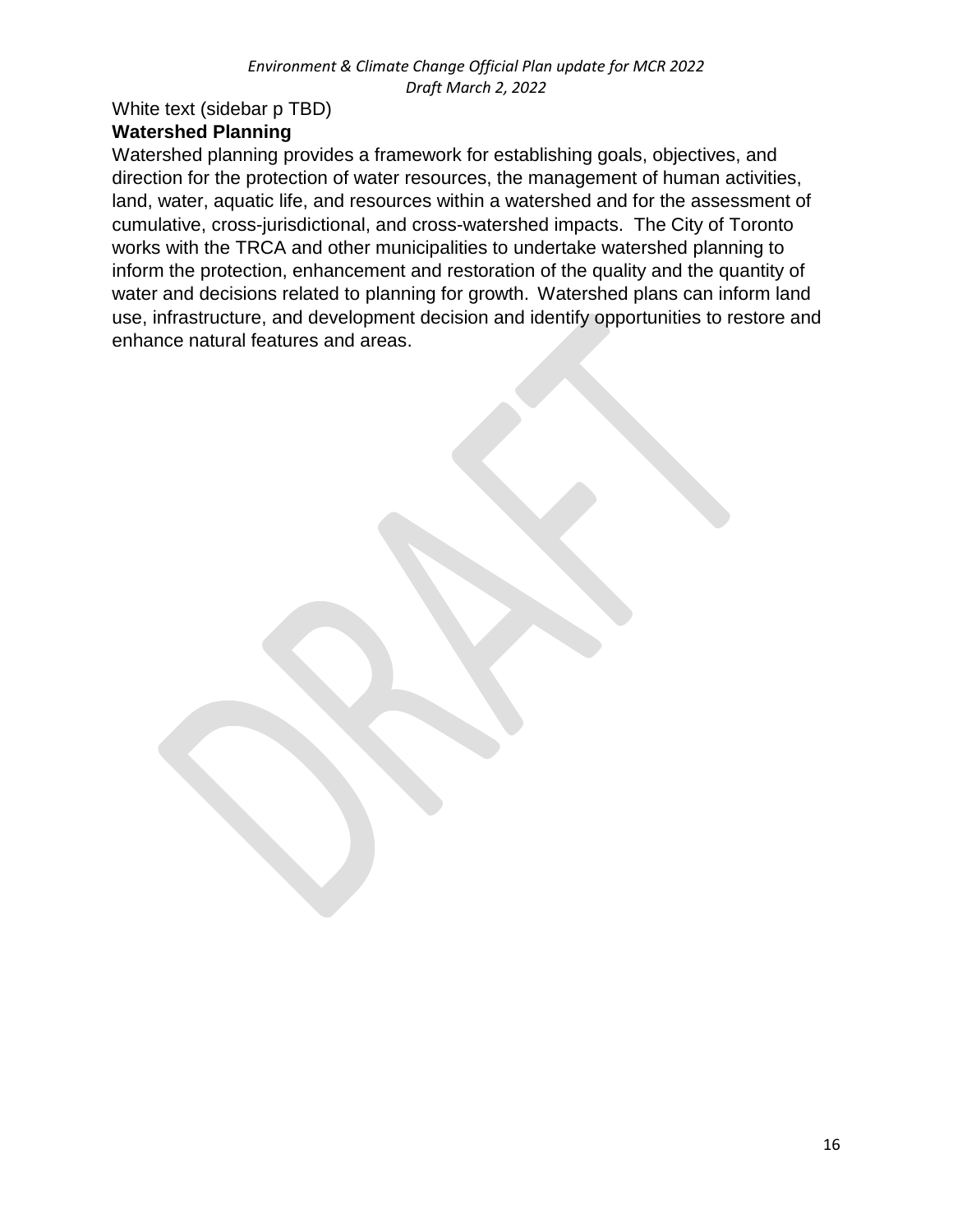White text (sidebar p TBD)

**Watershed Planning**

Watershed planning provides a framework for establishing goals, objectives, and direction for the protection of water resources, the management of human activities, land, water, aquatic life, and resources within a watershed and for the assessment of cumulative, cross-jurisdictional, and cross-watershed impacts. The City of Toronto works with the TRCA and other municipalities to undertake watershed planning to inform the protection, enhancement and restoration of the quality and the quantity of water and decisions related to planning for growth. Watershed plans can inform land use, infrastructure, and development decision and identify opportunities to restore and enhance natural features and areas.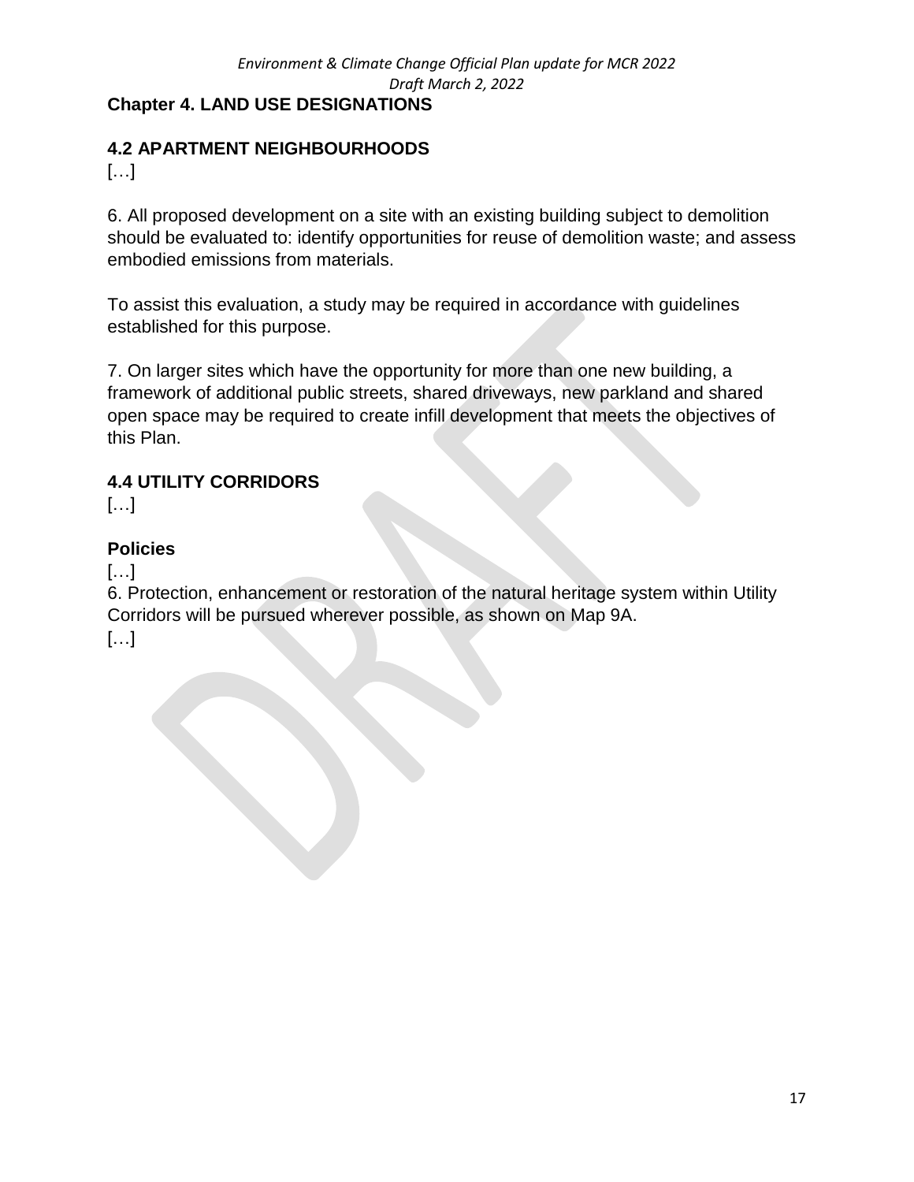## Chapter 4. LAND USE DESIGNATIONS

### 4.2 APARTMENT NEIGHBOURHOODS

[…]

6. All proposed development on a site with an existing building subject to demolition should be evaluated to: identify opportunities for reuse of demolition waste; and assess embodied emissions from materials.

To assist this evaluation, a study may be required in accordance with guidelines established for this purpose.

7. On larger sites which have the opportunity for more than one new building, a framework of additional public streets, shared driveways, new parkland and shared open space may be required to create infill development that meets the objectives of this Plan.

### 4.4 UTILITY CORRIDORS

[…]

### Policies

[…]

6. Protection, enhancement or restoration of the natural heritage system within Utility Corridors will be pursued wherever possible, as shown on Map 9A.

[…]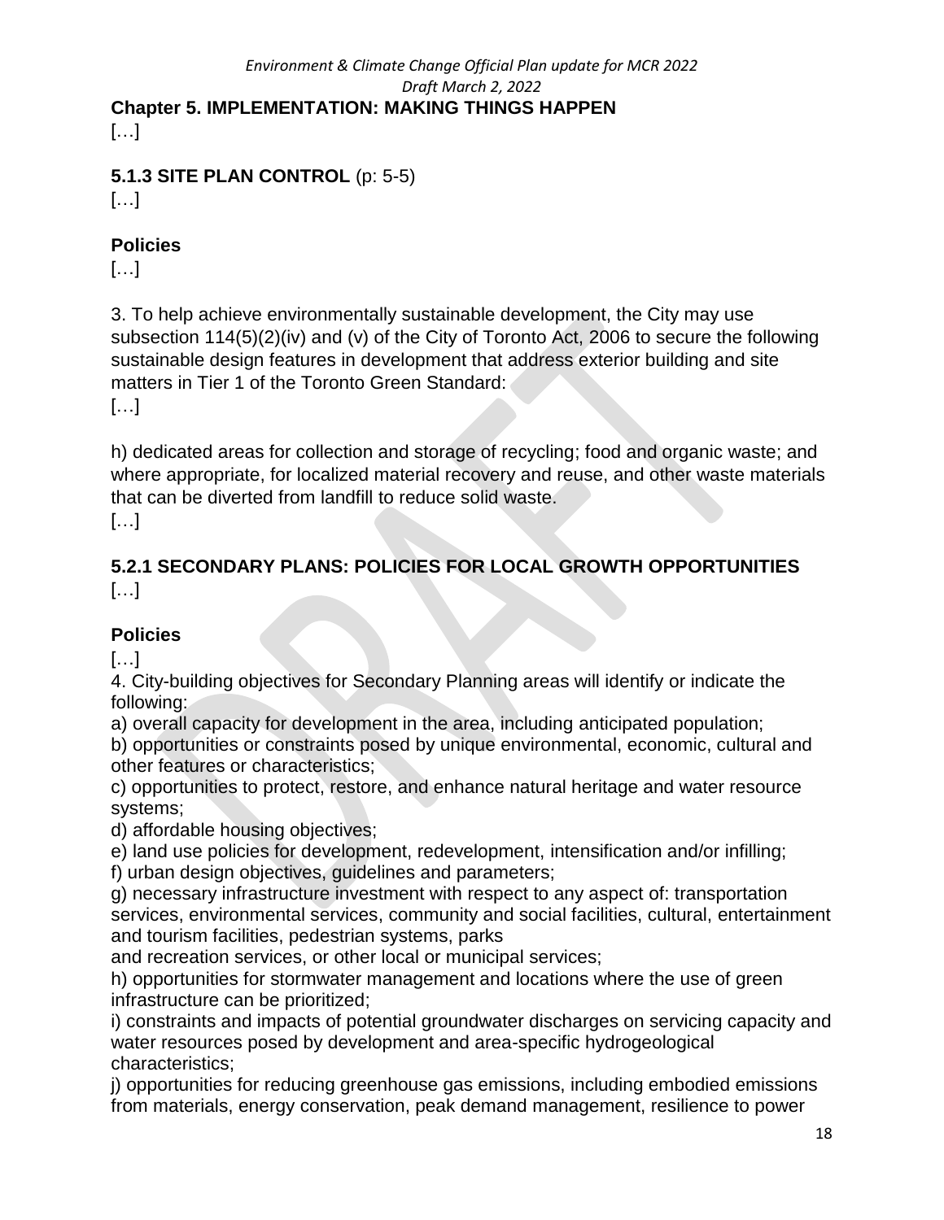## Chapter 5. IMPLEMENTATION: MAKING THINGS HAPPEN

[…]

### 5.1.3 SITE PLAN CONTROL (p: 5-5)

[…]

#### Policies

[…]

3. To help achieve environmentally sustainable development, the City may use subsection 114(5)(2)(iv) and (v) of the City of Toronto Act, 2006 to secure the following sustainable design features in development that address exterior building and site matters in Tier 1 of the Toronto Green Standard:

[…]

h) dedicated areas for collection and storage of recycling; food and organic waste; and where appropriate, for localized material recovery and reuse, and other waste materials that can be diverted from landfill to reduce solid waste.

[…]

### 5.2.1 SECONDARY PLANS: POLICIES FOR LOCAL GROWTH OPPORTUNITIES

[…]

#### Policies

[…]

4. City-building objectives for Secondary Planning areas will identify or indicate the following:

a) overall capacity for development in the area, including anticipated population;
b) opportunities or constraints posed by unique environmental, economic, cultural and other features or characteristics;
c) opportunities to protect, restore, and enhance natural heritage and water resource systems;
d) affordable housing objectives;
e) land use policies for development, redevelopment, intensification and/or infilling;
f) urban design objectives, guidelines and parameters;
g) necessary infrastructure investment with respect to any aspect of: transportation services, environmental services, community and social facilities, cultural, entertainment and tourism facilities, pedestrian systems, parks and recreation services, or other local or municipal services;
h) opportunities for stormwater management and locations where the use of green infrastructure can be prioritized;
i) constraints and impacts of potential groundwater discharges on servicing capacity and water resources posed by development and area-specific hydrogeological characteristics;
j) opportunities for reducing greenhouse gas emissions, including embodied emissions from materials, energy conservation, peak demand management, resilience to power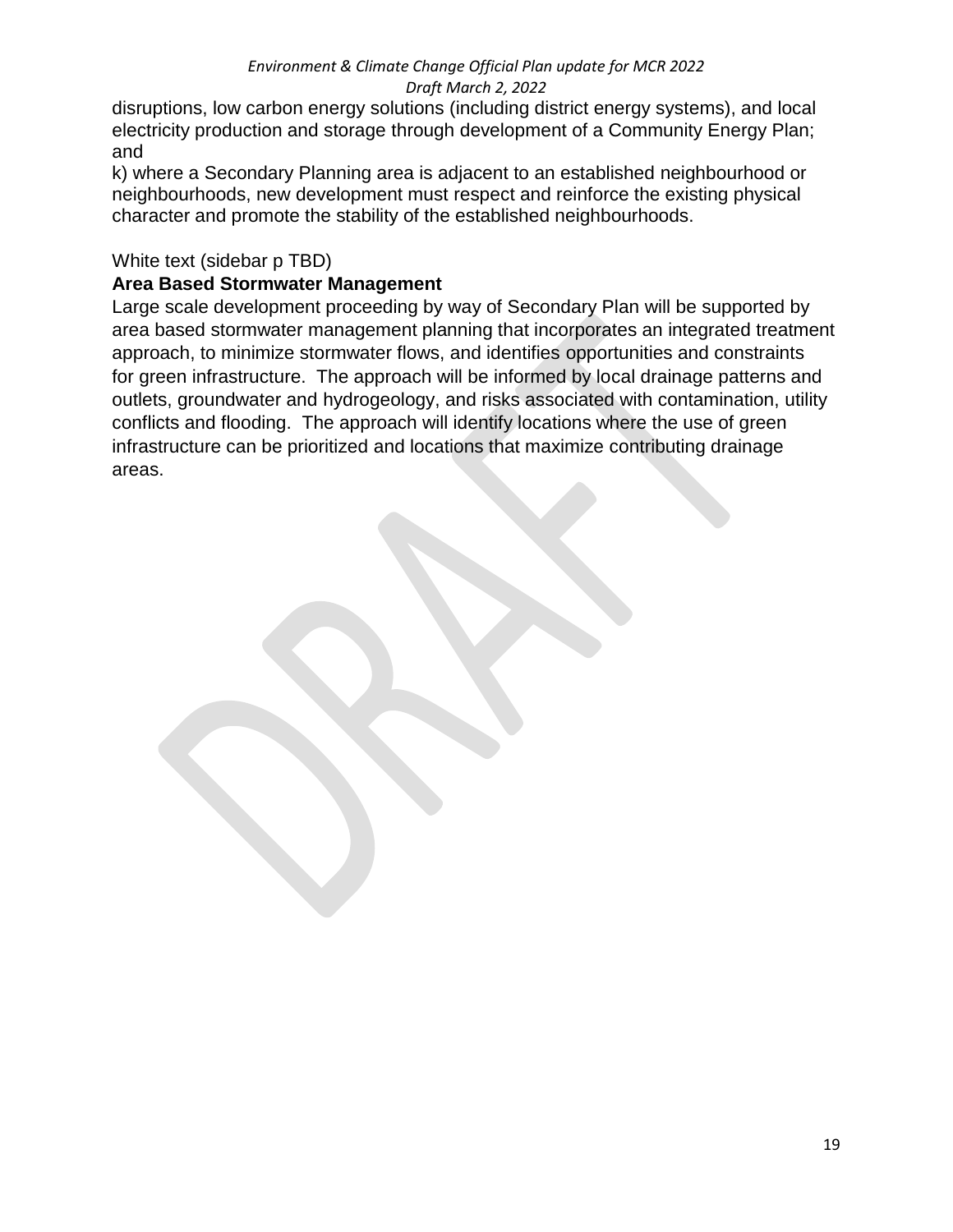disruptions, low carbon energy solutions (including district energy systems), and local electricity production and storage through development of a Community Energy Plan; and

k) where a Secondary Planning area is adjacent to an established neighbourhood or neighbourhoods, new development must respect and reinforce the existing physical character and promote the stability of the established neighbourhoods.

White text (sidebar p TBD)

**Area Based Stormwater Management**

Large scale development proceeding by way of Secondary Plan will be supported by area based stormwater management planning that incorporates an integrated treatment approach, to minimize stormwater flows, and identifies opportunities and constraints for green infrastructure. The approach will be informed by local drainage patterns and outlets, groundwater and hydrogeology, and risks associated with contamination, utility conflicts and flooding. The approach will identify locations where the use of green infrastructure can be prioritized and locations that maximize contributing drainage areas.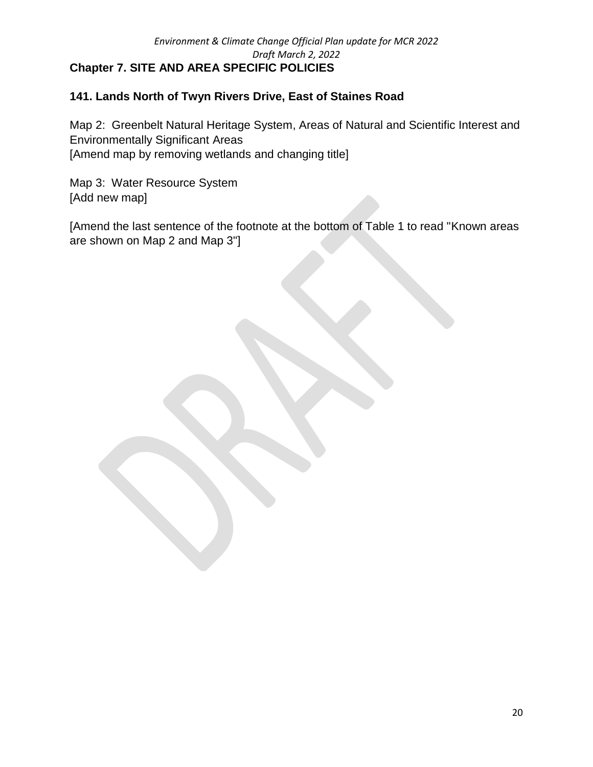## Chapter 7. SITE AND AREA SPECIFIC POLICIES

### 141. Lands North of Twyn Rivers Drive, East of Staines Road

Map 2: Greenbelt Natural Heritage System, Areas of Natural and Scientific Interest and Environmentally Significant Areas
[Amend map by removing wetlands and changing title]

Map 3: Water Resource System
[Add new map]

[Amend the last sentence of the footnote at the bottom of Table 1 to read "Known areas are shown on Map 2 and Map 3"]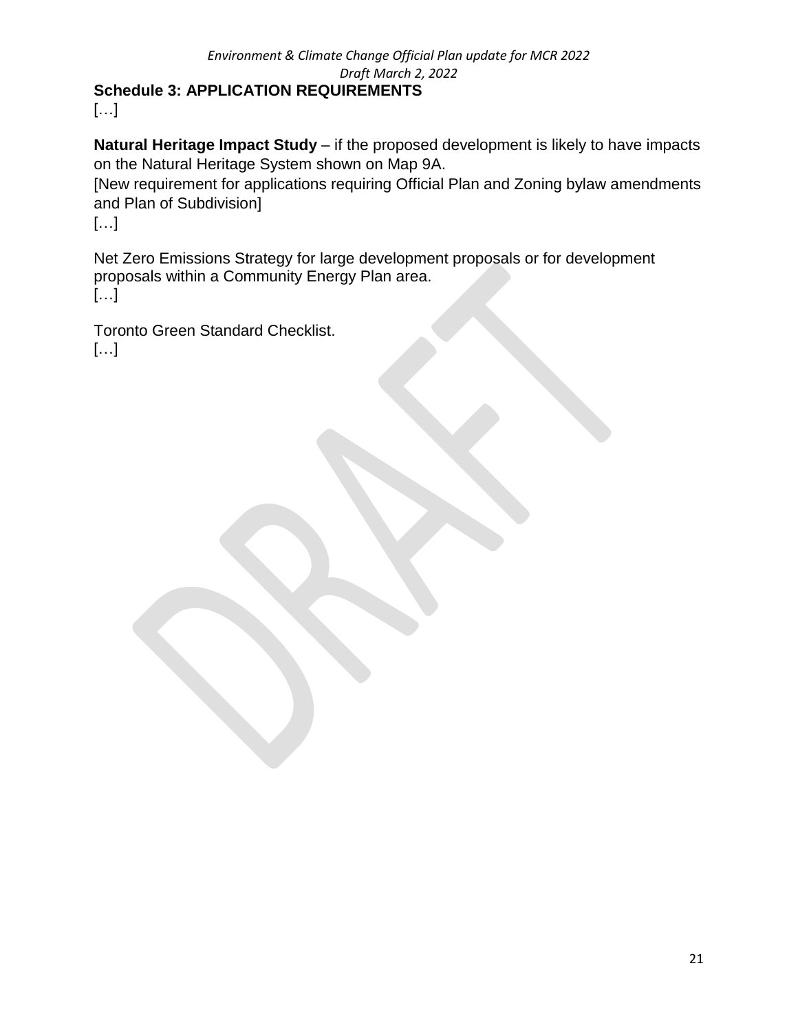**Schedule 3: APPLICATION REQUIREMENTS**

[…]

**Natural Heritage Impact Study** – if the proposed development is likely to have impacts on the Natural Heritage System shown on Map 9A.
[New requirement for applications requiring Official Plan and Zoning bylaw amendments and Plan of Subdivision]

[…]

Net Zero Emissions Strategy for large development proposals or for development proposals within a Community Energy Plan area.

[…]

Toronto Green Standard Checklist.

[…]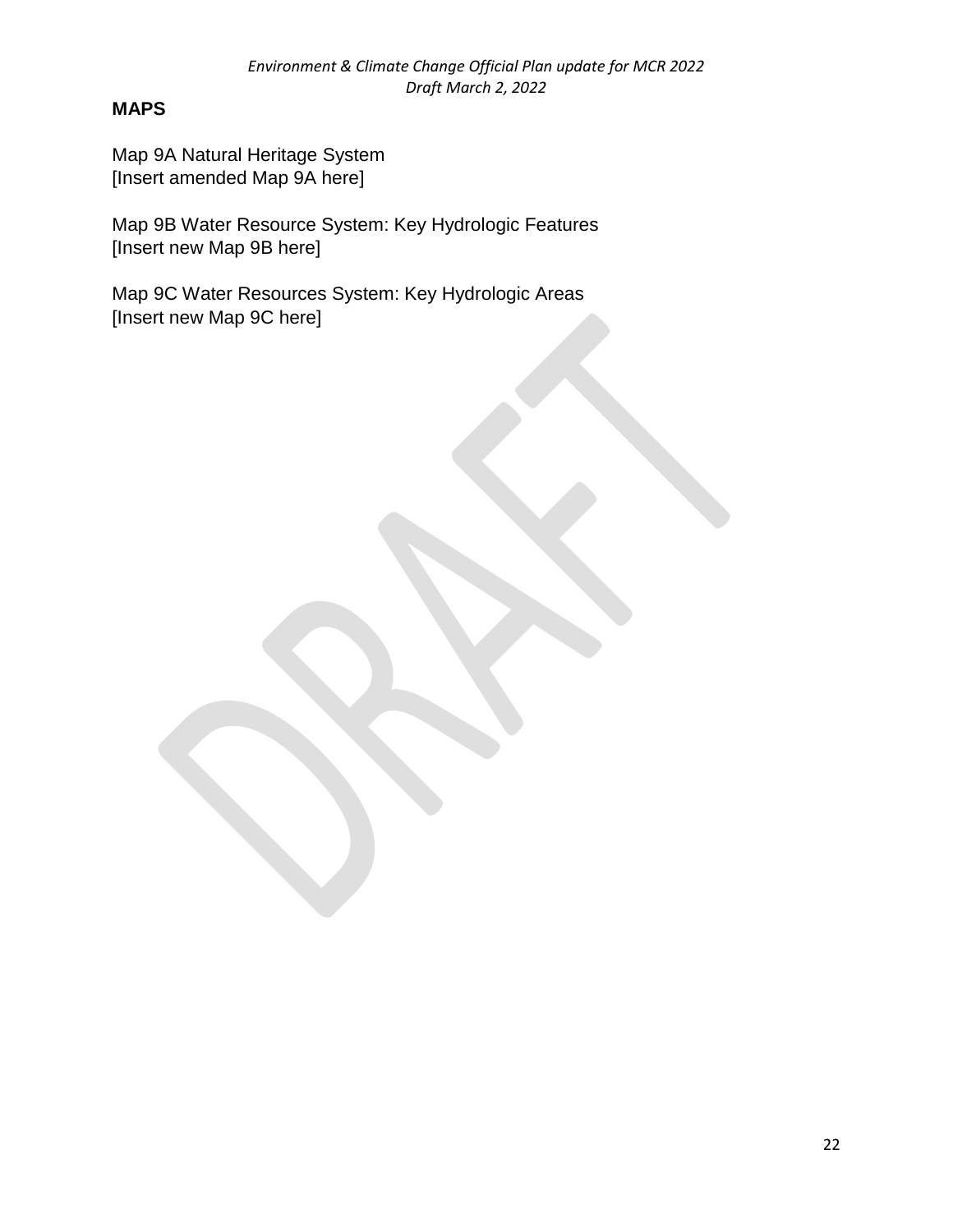## MAPS

Map 9A Natural Heritage System
[Insert amended Map 9A here]

Map 9B Water Resource System: Key Hydrologic Features
[Insert new Map 9B here]

Map 9C Water Resources System: Key Hydrologic Areas
[Insert new Map 9C here]